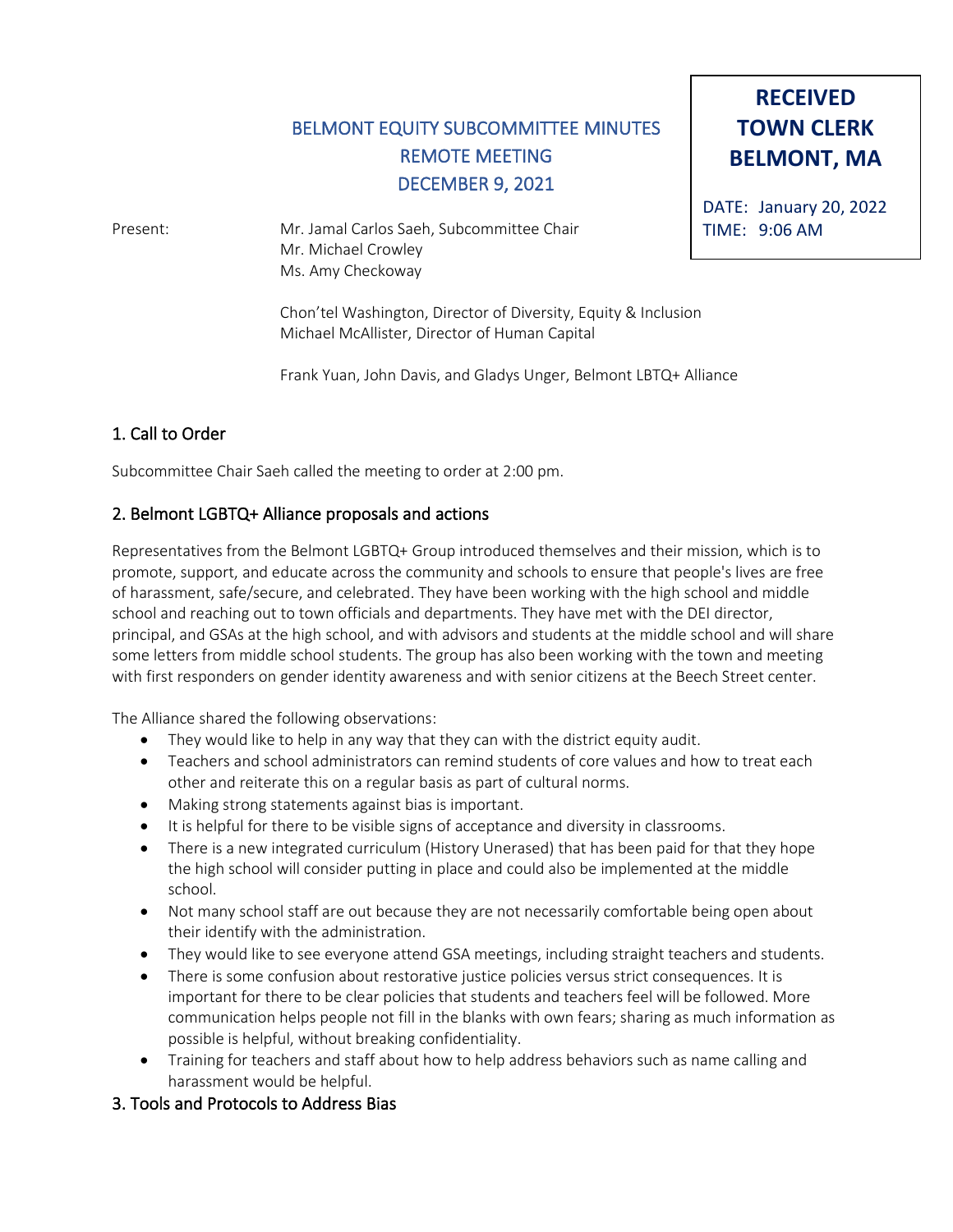# BELMONT EQUITY SUBCOMMITTEE MINUTES
## REMOTE MEETING
## DECEMBER 9, 2021

**RECEIVED**
**TOWN CLERK**
**BELMONT, MA**

DATE: January 20, 2022
TIME: 9:06 AM

Present: Mr. Jamal Carlos Saeh, Subcommittee Chair
Mr. Michael Crowley
Ms. Amy Checkoway

Chon'tel Washington, Director of Diversity, Equity & Inclusion
Michael McAllister, Director of Human Capital

Frank Yuan, John Davis, and Gladys Unger, Belmont LBTQ+ Alliance

## 1. Call to Order

Subcommittee Chair Saeh called the meeting to order at 2:00 pm.

## 2. Belmont LGBTQ+ Alliance proposals and actions

Representatives from the Belmont LGBTQ+ Group introduced themselves and their mission, which is to promote, support, and educate across the community and schools to ensure that people's lives are free of harassment, safe/secure, and celebrated. They have been working with the high school and middle school and reaching out to town officials and departments. They have met with the DEI director, principal, and GSAs at the high school, and with advisors and students at the middle school and will share some letters from middle school students. The group has also been working with the town and meeting with first responders on gender identity awareness and with senior citizens at the Beech Street center.

The Alliance shared the following observations:

- They would like to help in any way that they can with the district equity audit.
- Teachers and school administrators can remind students of core values and how to treat each other and reiterate this on a regular basis as part of cultural norms.
- Making strong statements against bias is important.
- It is helpful for there to be visible signs of acceptance and diversity in classrooms.
- There is a new integrated curriculum (History Unerased) that has been paid for that they hope the high school will consider putting in place and could also be implemented at the middle school.
- Not many school staff are out because they are not necessarily comfortable being open about their identify with the administration.
- They would like to see everyone attend GSA meetings, including straight teachers and students.
- There is some confusion about restorative justice policies versus strict consequences. It is important for there to be clear policies that students and teachers feel will be followed. More communication helps people not fill in the blanks with own fears; sharing as much information as possible is helpful, without breaking confidentiality.
- Training for teachers and staff about how to help address behaviors such as name calling and harassment would be helpful.

## 3. Tools and Protocols to Address Bias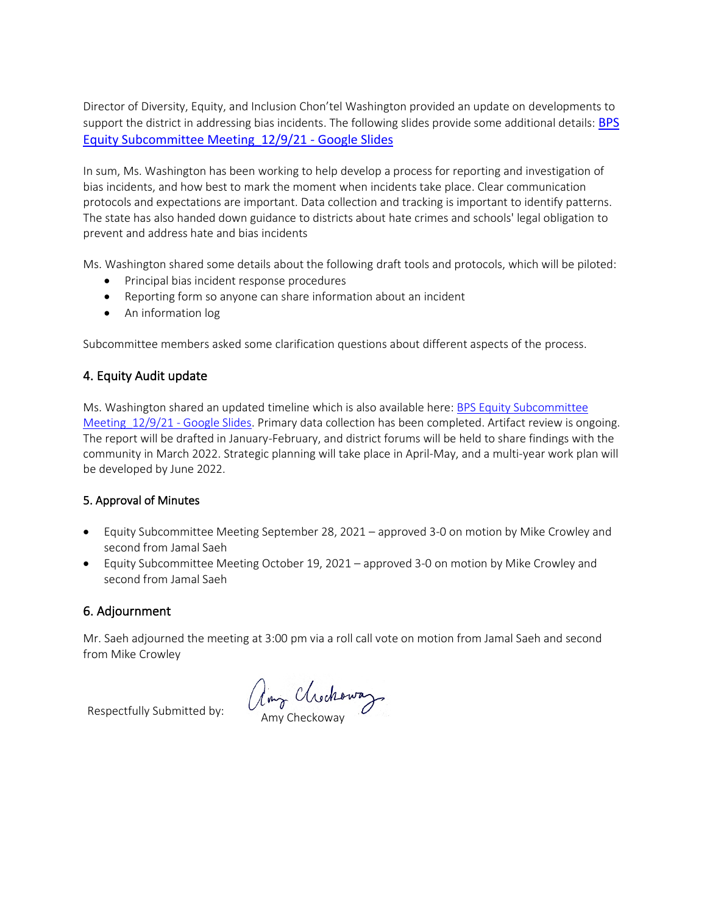Director of Diversity, Equity, and Inclusion Chon'tel Washington provided an update on developments to support the district in addressing bias incidents. The following slides provide some additional details: [BPS Equity Subcommittee Meeting_12/9/21 - Google Slides]

In sum, Ms. Washington has been working to help develop a process for reporting and investigation of bias incidents, and how best to mark the moment when incidents take place. Clear communication protocols and expectations are important. Data collection and tracking is important to identify patterns. The state has also handed down guidance to districts about hate crimes and schools' legal obligation to prevent and address hate and bias incidents

Ms. Washington shared some details about the following draft tools and protocols, which will be piloted:

- Principal bias incident response procedures
- Reporting form so anyone can share information about an incident
- An information log

Subcommittee members asked some clarification questions about different aspects of the process.

## 4. Equity Audit update

Ms. Washington shared an updated timeline which is also available here: [BPS Equity Subcommittee Meeting_12/9/21 - Google Slides]. Primary data collection has been completed. Artifact review is ongoing. The report will be drafted in January-February, and district forums will be held to share findings with the community in March 2022. Strategic planning will take place in April-May, and a multi-year work plan will be developed by June 2022.

## 5. Approval of Minutes

- Equity Subcommittee Meeting September 28, 2021 – approved 3-0 on motion by Mike Crowley and second from Jamal Saeh
- Equity Subcommittee Meeting October 19, 2021 – approved 3-0 on motion by Mike Crowley and second from Jamal Saeh

## 6. Adjournment

Mr. Saeh adjourned the meeting at 3:00 pm via a roll call vote on motion from Jamal Saeh and second from Mike Crowley

Respectfully Submitted by: Amy Checkoway